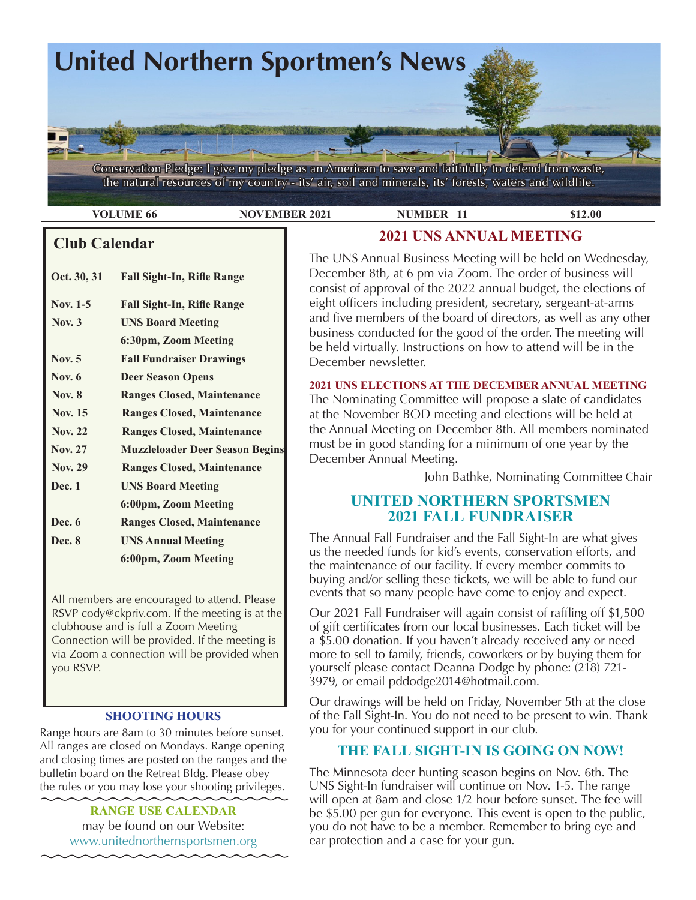# United Northern Sportmen's News

Conservation Pledge: I give my pledge as an American to save and faithfully to defend from waste, the natural resources of my country - its' air, soil and minerals, its' forests, waters and wildlife.

**VOLUME 66** | **NOVEMBER 2021** | **NUMBER 11** | **$12.00**

## Club Calendar

| | |
|---|---|
| **Oct. 30, 31** | **Fall Sight-In, Rifle Range** |
| **Nov. 1-5** | **Fall Sight-In, Rifle Range** |
| **Nov. 3** | **UNS Board Meeting 6:30pm, Zoom Meeting** |
| **Nov. 5** | **Fall Fundraiser Drawings** |
| **Nov. 6** | **Deer Season Opens** |
| **Nov. 8** | **Ranges Closed, Maintenance** |
| **Nov. 15** | **Ranges Closed, Maintenance** |
| **Nov. 22** | **Ranges Closed, Maintenance** |
| **Nov. 27** | **Muzzleloader Deer Season Begins** |
| **Nov. 29** | **Ranges Closed, Maintenance** |
| **Dec. 1** | **UNS Board Meeting 6:00pm, Zoom Meeting** |
| **Dec. 6** | **Ranges Closed, Maintenance** |
| **Dec. 8** | **UNS Annual Meeting 6:00pm, Zoom Meeting** |

All members are encouraged to attend. Please RSVP cody@ckpriv.com. If the meeting is at the clubhouse and is full a Zoom Meeting Connection will be provided. If the meeting is via Zoom a connection will be provided when you RSVP.

### SHOOTING HOURS

Range hours are 8am to 30 minutes before sunset. All ranges are closed on Mondays. Range opening and closing times are posted on the ranges and the bulletin board on the Retreat Bldg. Please obey the rules or you may lose your shooting privileges.

### RANGE USE CALENDAR

may be found on our Website:
www.unitednorthernsportsmen.org

## 2021 UNS ANNUAL MEETING

The UNS Annual Business Meeting will be held on Wednesday, December 8th, at 6 pm via Zoom. The order of business will consist of approval of the 2022 annual budget, the elections of eight officers including president, secretary, sergeant-at-arms and five members of the board of directors, as well as any other business conducted for the good of the order. The meeting will be held virtually. Instructions on how to attend will be in the December newsletter.

### 2021 UNS ELECTIONS AT THE DECEMBER ANNUAL MEETING

The Nominating Committee will propose a slate of candidates at the November BOD meeting and elections will be held at the Annual Meeting on December 8th. All members nominated must be in good standing for a minimum of one year by the December Annual Meeting.

John Bathke, Nominating Committee Chair

## UNITED NORTHERN SPORTSMEN 2021 FALL FUNDRAISER

The Annual Fall Fundraiser and the Fall Sight-In are what gives us the needed funds for kid's events, conservation efforts, and the maintenance of our facility. If every member commits to buying and/or selling these tickets, we will be able to fund our events that so many people have come to enjoy and expect.

Our 2021 Fall Fundraiser will again consist of raffling off $1,500 of gift certificates from our local businesses. Each ticket will be a $5.00 donation. If you haven't already received any or need more to sell to family, friends, coworkers or by buying them for yourself please contact Deanna Dodge by phone: (218) 721-3979, or email pddodge2014@hotmail.com.

Our drawings will be held on Friday, November 5th at the close of the Fall Sight-In. You do not need to be present to win. Thank you for your continued support in our club.

## THE FALL SIGHT-IN IS GOING ON NOW!

The Minnesota deer hunting season begins on Nov. 6th. The UNS Sight-In fundraiser will continue on Nov. 1-5. The range will open at 8am and close 1/2 hour before sunset. The fee will be $5.00 per gun for everyone. This event is open to the public, you do not have to be a member. Remember to bring eye and ear protection and a case for your gun.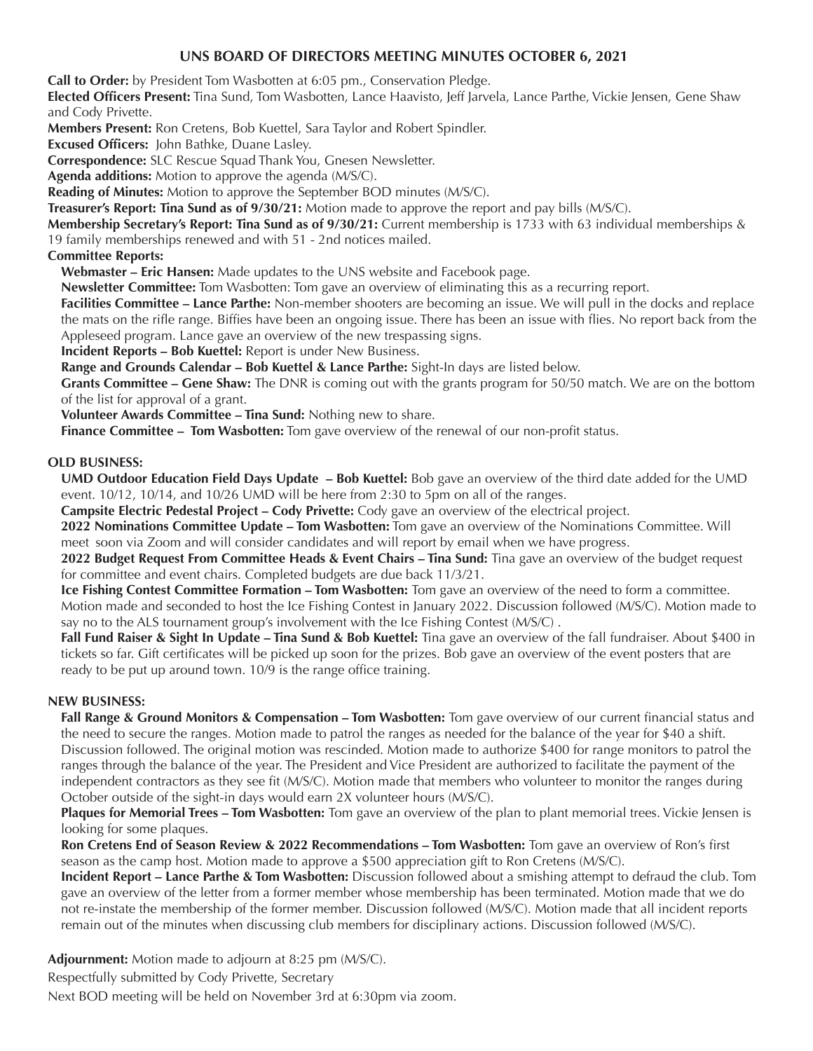## UNS BOARD OF DIRECTORS MEETING MINUTES OCTOBER 6, 2021

**Call to Order:** by President Tom Wasbotten at 6:05 pm., Conservation Pledge.

**Elected Officers Present:** Tina Sund, Tom Wasbotten, Lance Haavisto, Jeff Jarvela, Lance Parthe, Vickie Jensen, Gene Shaw and Cody Privette.

**Members Present:** Ron Cretens, Bob Kuettel, Sara Taylor and Robert Spindler.

**Excused Officers:** John Bathke, Duane Lasley.

**Correspondence:** SLC Rescue Squad Thank You, Gnesen Newsletter.

**Agenda additions:** Motion to approve the agenda (M/S/C).

**Reading of Minutes:** Motion to approve the September BOD minutes (M/S/C).

**Treasurer's Report: Tina Sund as of 9/30/21:** Motion made to approve the report and pay bills (M/S/C).

**Membership Secretary's Report: Tina Sund as of 9/30/21:** Current membership is 1733 with 63 individual memberships & 19 family memberships renewed and with 51 - 2nd notices mailed.

**Committee Reports:**

**Webmaster – Eric Hansen:** Made updates to the UNS website and Facebook page.

**Newsletter Committee:** Tom Wasbotten: Tom gave an overview of eliminating this as a recurring report.

**Facilities Committee – Lance Parthe:** Non-member shooters are becoming an issue. We will pull in the docks and replace the mats on the rifle range. Biffies have been an ongoing issue. There has been an issue with flies. No report back from the Appleseed program. Lance gave an overview of the new trespassing signs.

**Incident Reports – Bob Kuettel:** Report is under New Business.

**Range and Grounds Calendar – Bob Kuettel & Lance Parthe:** Sight-In days are listed below.

**Grants Committee – Gene Shaw:** The DNR is coming out with the grants program for 50/50 match. We are on the bottom of the list for approval of a grant.

**Volunteer Awards Committee – Tina Sund:** Nothing new to share.

**Finance Committee – Tom Wasbotten:** Tom gave overview of the renewal of our non-profit status.

**OLD BUSINESS:**

**UMD Outdoor Education Field Days Update – Bob Kuettel:** Bob gave an overview of the third date added for the UMD event. 10/12, 10/14, and 10/26 UMD will be here from 2:30 to 5pm on all of the ranges.

**Campsite Electric Pedestal Project – Cody Privette:** Cody gave an overview of the electrical project.

**2022 Nominations Committee Update – Tom Wasbotten:** Tom gave an overview of the Nominations Committee. Will meet soon via Zoom and will consider candidates and will report by email when we have progress.

**2022 Budget Request From Committee Heads & Event Chairs – Tina Sund:** Tina gave an overview of the budget request for committee and event chairs. Completed budgets are due back 11/3/21.

**Ice Fishing Contest Committee Formation – Tom Wasbotten:** Tom gave an overview of the need to form a committee. Motion made and seconded to host the Ice Fishing Contest in January 2022. Discussion followed (M/S/C). Motion made to say no to the ALS tournament group's involvement with the Ice Fishing Contest (M/S/C) .

**Fall Fund Raiser & Sight In Update – Tina Sund & Bob Kuettel:** Tina gave an overview of the fall fundraiser. About $400 in tickets so far. Gift certificates will be picked up soon for the prizes. Bob gave an overview of the event posters that are ready to be put up around town. 10/9 is the range office training.

**NEW BUSINESS:**

**Fall Range & Ground Monitors & Compensation – Tom Wasbotten:** Tom gave overview of our current financial status and the need to secure the ranges. Motion made to patrol the ranges as needed for the balance of the year for $40 a shift. Discussion followed. The original motion was rescinded. Motion made to authorize $400 for range monitors to patrol the ranges through the balance of the year. The President and Vice President are authorized to facilitate the payment of the independent contractors as they see fit (M/S/C). Motion made that members who volunteer to monitor the ranges during October outside of the sight-in days would earn 2X volunteer hours (M/S/C).

**Plaques for Memorial Trees – Tom Wasbotten:** Tom gave an overview of the plan to plant memorial trees. Vickie Jensen is looking for some plaques.

**Ron Cretens End of Season Review & 2022 Recommendations – Tom Wasbotten:** Tom gave an overview of Ron's first season as the camp host. Motion made to approve a $500 appreciation gift to Ron Cretens (M/S/C).

**Incident Report – Lance Parthe & Tom Wasbotten:** Discussion followed about a smishing attempt to defraud the club. Tom gave an overview of the letter from a former member whose membership has been terminated. Motion made that we do not re-instate the membership of the former member. Discussion followed (M/S/C). Motion made that all incident reports remain out of the minutes when discussing club members for disciplinary actions. Discussion followed (M/S/C).

**Adjournment:** Motion made to adjourn at 8:25 pm (M/S/C).

Respectfully submitted by Cody Privette, Secretary

Next BOD meeting will be held on November 3rd at 6:30pm via zoom.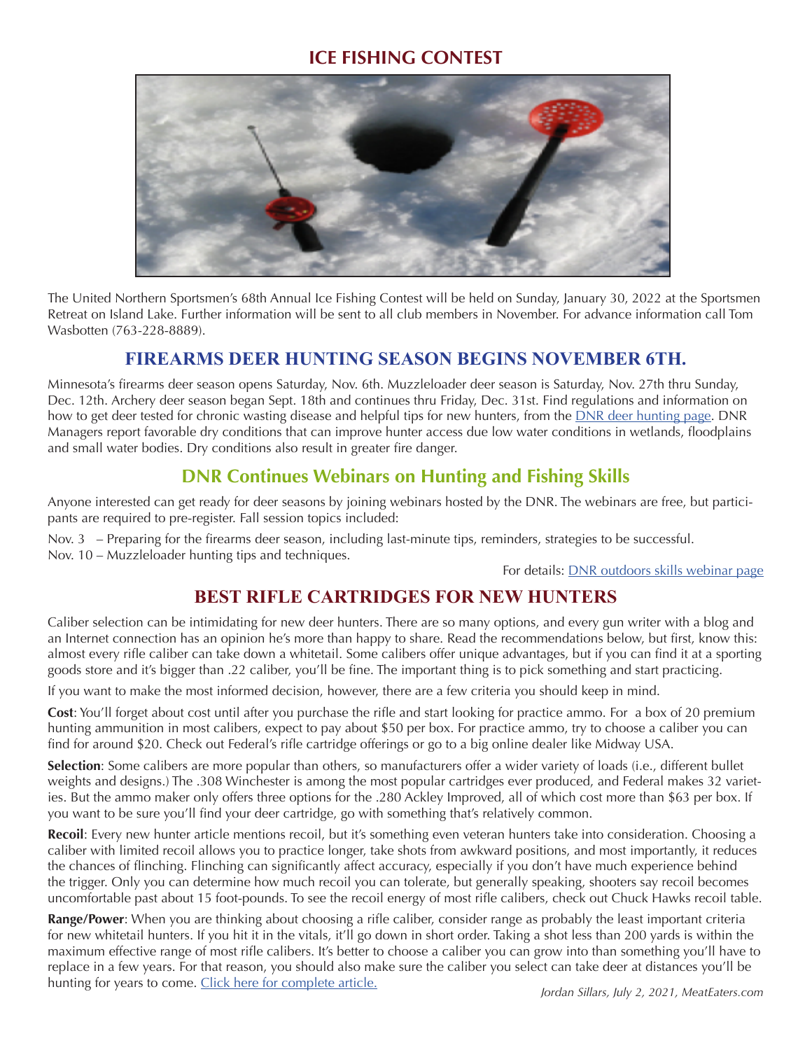## ICE FISHING CONTEST

The United Northern Sportsmen's 68th Annual Ice Fishing Contest will be held on Sunday, January 30, 2022 at the Sportsmen Retreat on Island Lake. Further information will be sent to all club members in November. For advance information call Tom Wasbotten (763-228-8889).

## FIREARMS DEER HUNTING SEASON BEGINS NOVEMBER 6TH.

Minnesota's firearms deer season opens Saturday, Nov. 6th. Muzzleloader deer season is Saturday, Nov. 27th thru Sunday, Dec. 12th. Archery deer season began Sept. 18th and continues thru Friday, Dec. 31st. Find regulations and information on how to get deer tested for chronic wasting disease and helpful tips for new hunters, from the DNR deer hunting page. DNR Managers report favorable dry conditions that can improve hunter access due low water conditions in wetlands, floodplains and small water bodies. Dry conditions also result in greater fire danger.

## DNR Continues Webinars on Hunting and Fishing Skills

Anyone interested can get ready for deer seasons by joining webinars hosted by the DNR. The webinars are free, but participants are required to pre-register. Fall session topics included:

Nov. 3 – Preparing for the firearms deer season, including last-minute tips, reminders, strategies to be successful.
Nov. 10 – Muzzleloader hunting tips and techniques.

For details: DNR outdoors skills webinar page

## BEST RIFLE CARTRIDGES FOR NEW HUNTERS

Caliber selection can be intimidating for new deer hunters. There are so many options, and every gun writer with a blog and an Internet connection has an opinion he's more than happy to share. Read the recommendations below, but first, know this: almost every rifle caliber can take down a whitetail. Some calibers offer unique advantages, but if you can find it at a sporting goods store and it's bigger than .22 caliber, you'll be fine. The important thing is to pick something and start practicing.

If you want to make the most informed decision, however, there are a few criteria you should keep in mind.

**Cost**: You'll forget about cost until after you purchase the rifle and start looking for practice ammo. For a box of 20 premium hunting ammunition in most calibers, expect to pay about $50 per box. For practice ammo, try to choose a caliber you can find for around $20. Check out Federal's rifle cartridge offerings or go to a big online dealer like Midway USA.

**Selection**: Some calibers are more popular than others, so manufacturers offer a wider variety of loads (i.e., different bullet weights and designs.) The .308 Winchester is among the most popular cartridges ever produced, and Federal makes 32 varieties. But the ammo maker only offers three options for the .280 Ackley Improved, all of which cost more than $63 per box. If you want to be sure you'll find your deer cartridge, go with something that's relatively common.

**Recoil**: Every new hunter article mentions recoil, but it's something even veteran hunters take into consideration. Choosing a caliber with limited recoil allows you to practice longer, take shots from awkward positions, and most importantly, it reduces the chances of flinching. Flinching can significantly affect accuracy, especially if you don't have much experience behind the trigger. Only you can determine how much recoil you can tolerate, but generally speaking, shooters say recoil becomes uncomfortable past about 15 foot-pounds. To see the recoil energy of most rifle calibers, check out Chuck Hawks recoil table.

**Range/Power**: When you are thinking about choosing a rifle caliber, consider range as probably the least important criteria for new whitetail hunters. If you hit it in the vitals, it'll go down in short order. Taking a shot less than 200 yards is within the maximum effective range of most rifle calibers. It's better to choose a caliber you can grow into than something you'll have to replace in a few years. For that reason, you should also make sure the caliber you select can take deer at distances you'll be hunting for years to come. Click here for complete article.

*Jordan Sillars, July 2, 2021, MeatEaters.com*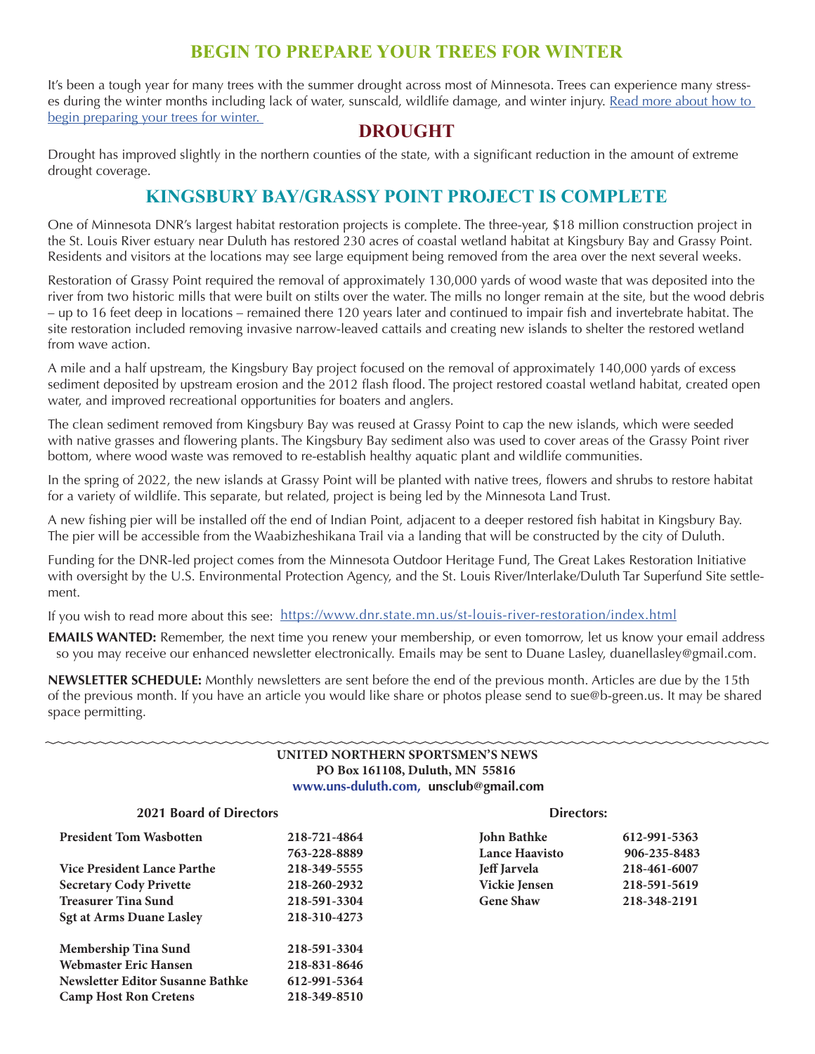## BEGIN TO PREPARE YOUR TREES FOR WINTER

It's been a tough year for many trees with the summer drought across most of Minnesota. Trees can experience many stresses during the winter months including lack of water, sunscald, wildlife damage, and winter injury. Read more about how to begin preparing your trees for winter.

## DROUGHT

Drought has improved slightly in the northern counties of the state, with a significant reduction in the amount of extreme drought coverage.

## KINGSBURY BAY/GRASSY POINT PROJECT IS COMPLETE

One of Minnesota DNR's largest habitat restoration projects is complete. The three-year, $18 million construction project in the St. Louis River estuary near Duluth has restored 230 acres of coastal wetland habitat at Kingsbury Bay and Grassy Point. Residents and visitors at the locations may see large equipment being removed from the area over the next several weeks.

Restoration of Grassy Point required the removal of approximately 130,000 yards of wood waste that was deposited into the river from two historic mills that were built on stilts over the water. The mills no longer remain at the site, but the wood debris – up to 16 feet deep in locations – remained there 120 years later and continued to impair fish and invertebrate habitat. The site restoration included removing invasive narrow-leaved cattails and creating new islands to shelter the restored wetland from wave action.

A mile and a half upstream, the Kingsbury Bay project focused on the removal of approximately 140,000 yards of excess sediment deposited by upstream erosion and the 2012 flash flood. The project restored coastal wetland habitat, created open water, and improved recreational opportunities for boaters and anglers.

The clean sediment removed from Kingsbury Bay was reused at Grassy Point to cap the new islands, which were seeded with native grasses and flowering plants. The Kingsbury Bay sediment also was used to cover areas of the Grassy Point river bottom, where wood waste was removed to re-establish healthy aquatic plant and wildlife communities.

In the spring of 2022, the new islands at Grassy Point will be planted with native trees, flowers and shrubs to restore habitat for a variety of wildlife. This separate, but related, project is being led by the Minnesota Land Trust.

A new fishing pier will be installed off the end of Indian Point, adjacent to a deeper restored fish habitat in Kingsbury Bay. The pier will be accessible from the Waabizheshikana Trail via a landing that will be constructed by the city of Duluth.

Funding for the DNR-led project comes from the Minnesota Outdoor Heritage Fund, The Great Lakes Restoration Initiative with oversight by the U.S. Environmental Protection Agency, and the St. Louis River/Interlake/Duluth Tar Superfund Site settlement.

If you wish to read more about this see: https://www.dnr.state.mn.us/st-louis-river-restoration/index.html

**EMAILS WANTED:** Remember, the next time you renew your membership, or even tomorrow, let us know your email address so you may receive our enhanced newsletter electronically. Emails may be sent to Duane Lasley, duanellasley@gmail.com.

**NEWSLETTER SCHEDULE:** Monthly newsletters are sent before the end of the previous month. Articles are due by the 15th of the previous month. If you have an article you would like share or photos please send to sue@b-green.us. It may be shared space permitting.

---

**UNITED NORTHERN SPORTSMEN'S NEWS**
**PO Box 161108, Duluth, MN 55816**
**www.uns-duluth.com, unsclub@gmail.com**

**2021 Board of Directors**

| | |
|---|---|
| **President Tom Wasbotten** | **218-721-4864** |
| | **763-228-8889** |
| **Vice President Lance Parthe** | **218-349-5555** |
| **Secretary Cody Privette** | **218-260-2932** |
| **Treasurer Tina Sund** | **218-591-3304** |
| **Sgt at Arms Duane Lasley** | **218-310-4273** |
| **Membership Tina Sund** | **218-591-3304** |
| **Webmaster Eric Hansen** | **218-831-8646** |
| **Newsletter Editor Susanne Bathke** | **612-991-5364** |
| **Camp Host Ron Cretens** | **218-349-8510** |

**Directors:**

| | |
|---|---|
| **John Bathke** | **612-991-5363** |
| **Lance Haavisto** | **906-235-8483** |
| **Jeff Jarvela** | **218-461-6007** |
| **Vickie Jensen** | **218-591-5619** |
| **Gene Shaw** | **218-348-2191** |